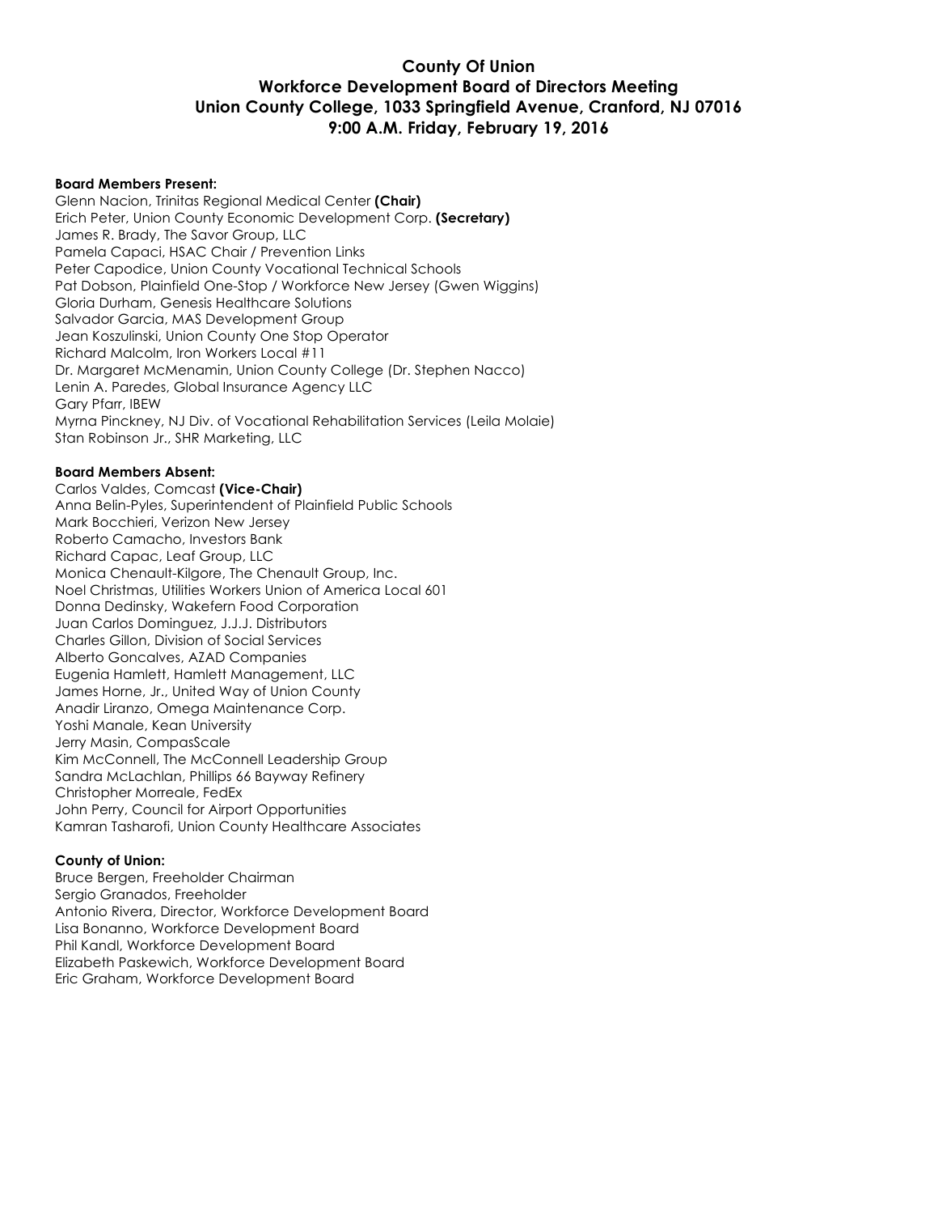# County Of Union
## Workforce Development Board of Directors Meeting
## Union County College, 1033 Springfield Avenue, Cranford, NJ 07016
## 9:00 A.M. Friday, February 19, 2016

**Board Members Present:**
Glenn Nacion, Trinitas Regional Medical Center **(Chair)**
Erich Peter, Union County Economic Development Corp. **(Secretary)**
James R. Brady, The Savor Group, LLC
Pamela Capaci, HSAC Chair / Prevention Links
Peter Capodice, Union County Vocational Technical Schools
Pat Dobson, Plainfield One-Stop / Workforce New Jersey (Gwen Wiggins)
Gloria Durham, Genesis Healthcare Solutions
Salvador Garcia, MAS Development Group
Jean Koszulinski, Union County One Stop Operator
Richard Malcolm, Iron Workers Local #11
Dr. Margaret McMenamin, Union County College (Dr. Stephen Nacco)
Lenin A. Paredes, Global Insurance Agency LLC
Gary Pfarr, IBEW
Myrna Pinckney, NJ Div. of Vocational Rehabilitation Services (Leila Molaie)
Stan Robinson Jr., SHR Marketing, LLC

**Board Members Absent:**
Carlos Valdes, Comcast **(Vice-Chair)**
Anna Belin-Pyles, Superintendent of Plainfield Public Schools
Mark Bocchieri, Verizon New Jersey
Roberto Camacho, Investors Bank
Richard Capac, Leaf Group, LLC
Monica Chenault-Kilgore, The Chenault Group, Inc.
Noel Christmas, Utilities Workers Union of America Local 601
Donna Dedinsky, Wakefern Food Corporation
Juan Carlos Dominguez, J.J.J. Distributors
Charles Gillon, Division of Social Services
Alberto Goncalves, AZAD Companies
Eugenia Hamlett, Hamlett Management, LLC
James Horne, Jr., United Way of Union County
Anadir Liranzo, Omega Maintenance Corp.
Yoshi Manale, Kean University
Jerry Masin, CompasScale
Kim McConnell, The McConnell Leadership Group
Sandra McLachlan, Phillips 66 Bayway Refinery
Christopher Morreale, FedEx
John Perry, Council for Airport Opportunities
Kamran Tasharofi, Union County Healthcare Associates

**County of Union:**
Bruce Bergen, Freeholder Chairman
Sergio Granados, Freeholder
Antonio Rivera, Director, Workforce Development Board
Lisa Bonanno, Workforce Development Board
Phil Kandl, Workforce Development Board
Elizabeth Paskewich, Workforce Development Board
Eric Graham, Workforce Development Board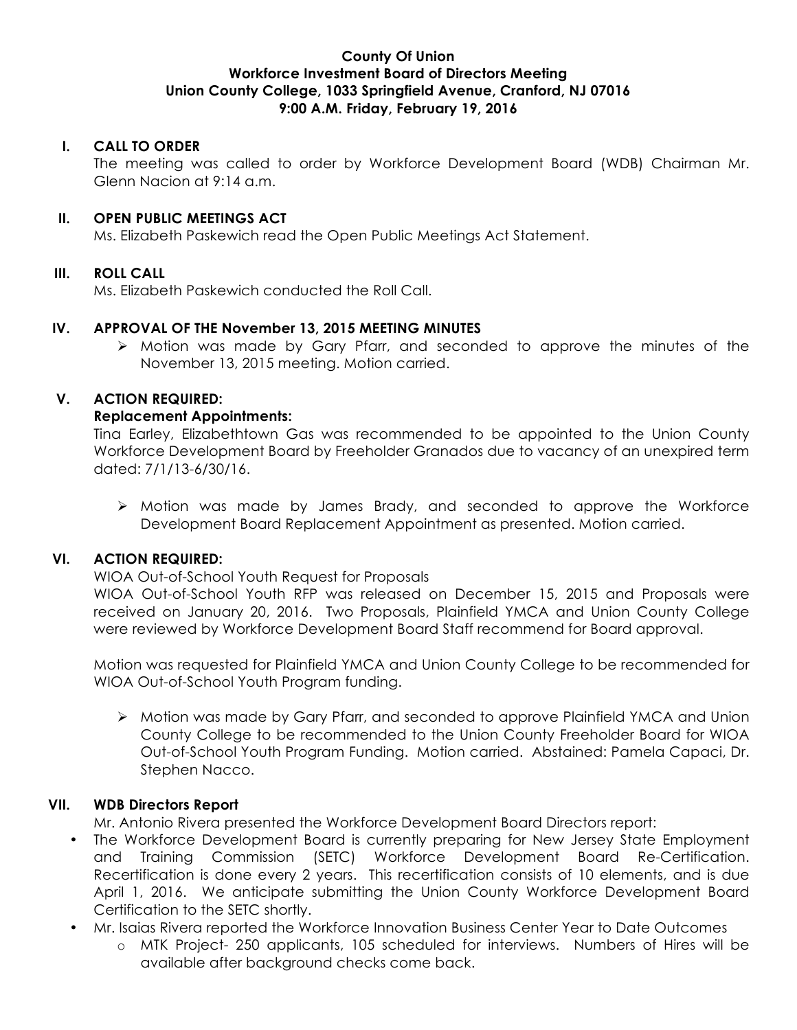**County Of Union**
**Workforce Investment Board of Directors Meeting**
**Union County College, 1033 Springfield Avenue, Cranford, NJ 07016**
**9:00 A.M. Friday, February 19, 2016**

## I. CALL TO ORDER

The meeting was called to order by Workforce Development Board (WDB) Chairman Mr. Glenn Nacion at 9:14 a.m.

## II. OPEN PUBLIC MEETINGS ACT

Ms. Elizabeth Paskewich read the Open Public Meetings Act Statement.

## III. ROLL CALL

Ms. Elizabeth Paskewich conducted the Roll Call.

## IV. APPROVAL OF THE November 13, 2015 MEETING MINUTES

- Motion was made by Gary Pfarr, and seconded to approve the minutes of the November 13, 2015 meeting. Motion carried.

## V. ACTION REQUIRED:

**Replacement Appointments:**

Tina Earley, Elizabethtown Gas was recommended to be appointed to the Union County Workforce Development Board by Freeholder Granados due to vacancy of an unexpired term dated: 7/1/13-6/30/16.

- Motion was made by James Brady, and seconded to approve the Workforce Development Board Replacement Appointment as presented. Motion carried.

## VI. ACTION REQUIRED:

WIOA Out-of-School Youth Request for Proposals

WIOA Out-of-School Youth RFP was released on December 15, 2015 and Proposals were received on January 20, 2016. Two Proposals, Plainfield YMCA and Union County College were reviewed by Workforce Development Board Staff recommend for Board approval.

Motion was requested for Plainfield YMCA and Union County College to be recommended for WIOA Out-of-School Youth Program funding.

- Motion was made by Gary Pfarr, and seconded to approve Plainfield YMCA and Union County College to be recommended to the Union County Freeholder Board for WIOA Out-of-School Youth Program Funding. Motion carried. Abstained: Pamela Capaci, Dr. Stephen Nacco.

## VII. WDB Directors Report

Mr. Antonio Rivera presented the Workforce Development Board Directors report:

- The Workforce Development Board is currently preparing for New Jersey State Employment and Training Commission (SETC) Workforce Development Board Re-Certification. Recertification is done every 2 years. This recertification consists of 10 elements, and is due April 1, 2016. We anticipate submitting the Union County Workforce Development Board Certification to the SETC shortly.
- Mr. Isaias Rivera reported the Workforce Innovation Business Center Year to Date Outcomes
  - MTK Project- 250 applicants, 105 scheduled for interviews. Numbers of Hires will be available after background checks come back.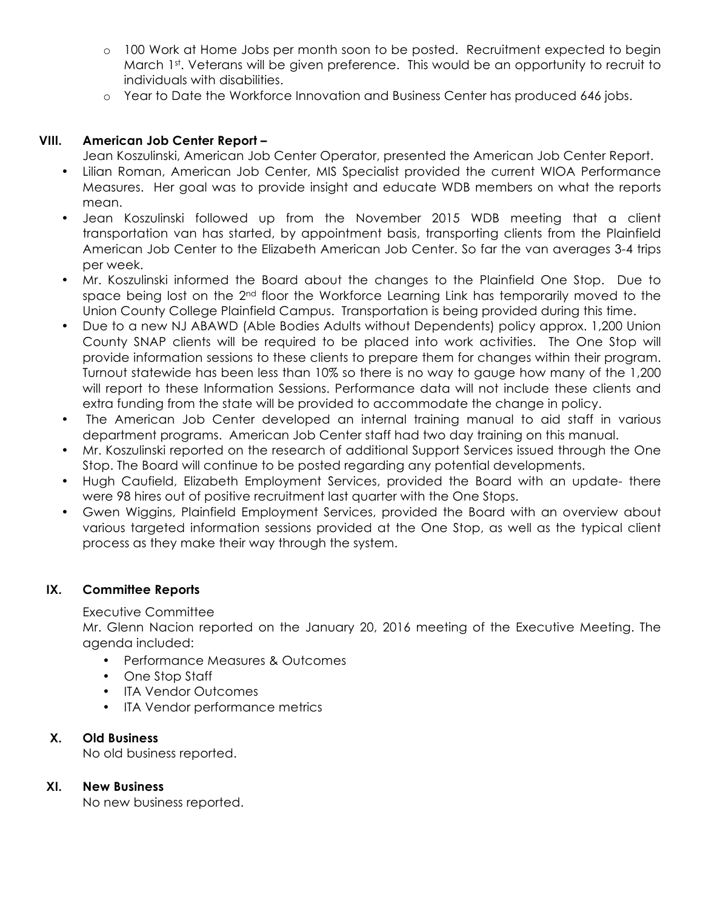- 100 Work at Home Jobs per month soon to be posted. Recruitment expected to begin March 1st. Veterans will be given preference. This would be an opportunity to recruit to individuals with disabilities.
- Year to Date the Workforce Innovation and Business Center has produced 646 jobs.

## VIII. American Job Center Report –

Jean Koszulinski, American Job Center Operator, presented the American Job Center Report.

- Lilian Roman, American Job Center, MIS Specialist provided the current WIOA Performance Measures. Her goal was to provide insight and educate WDB members on what the reports mean.
- Jean Koszulinski followed up from the November 2015 WDB meeting that a client transportation van has started, by appointment basis, transporting clients from the Plainfield American Job Center to the Elizabeth American Job Center. So far the van averages 3-4 trips per week.
- Mr. Koszulinski informed the Board about the changes to the Plainfield One Stop. Due to space being lost on the 2nd floor the Workforce Learning Link has temporarily moved to the Union County College Plainfield Campus. Transportation is being provided during this time.
- Due to a new NJ ABAWD (Able Bodies Adults without Dependents) policy approx. 1,200 Union County SNAP clients will be required to be placed into work activities. The One Stop will provide information sessions to these clients to prepare them for changes within their program. Turnout statewide has been less than 10% so there is no way to gauge how many of the 1,200 will report to these Information Sessions. Performance data will not include these clients and extra funding from the state will be provided to accommodate the change in policy.
- The American Job Center developed an internal training manual to aid staff in various department programs. American Job Center staff had two day training on this manual.
- Mr. Koszulinski reported on the research of additional Support Services issued through the One Stop. The Board will continue to be posted regarding any potential developments.
- Hugh Caufield, Elizabeth Employment Services, provided the Board with an update- there were 98 hires out of positive recruitment last quarter with the One Stops.
- Gwen Wiggins, Plainfield Employment Services, provided the Board with an overview about various targeted information sessions provided at the One Stop, as well as the typical client process as they make their way through the system.

## IX. Committee Reports

Executive Committee

Mr. Glenn Nacion reported on the January 20, 2016 meeting of the Executive Meeting. The agenda included:

- Performance Measures & Outcomes
- One Stop Staff
- ITA Vendor Outcomes
- ITA Vendor performance metrics

## X. Old Business

No old business reported.

## XI. New Business

No new business reported.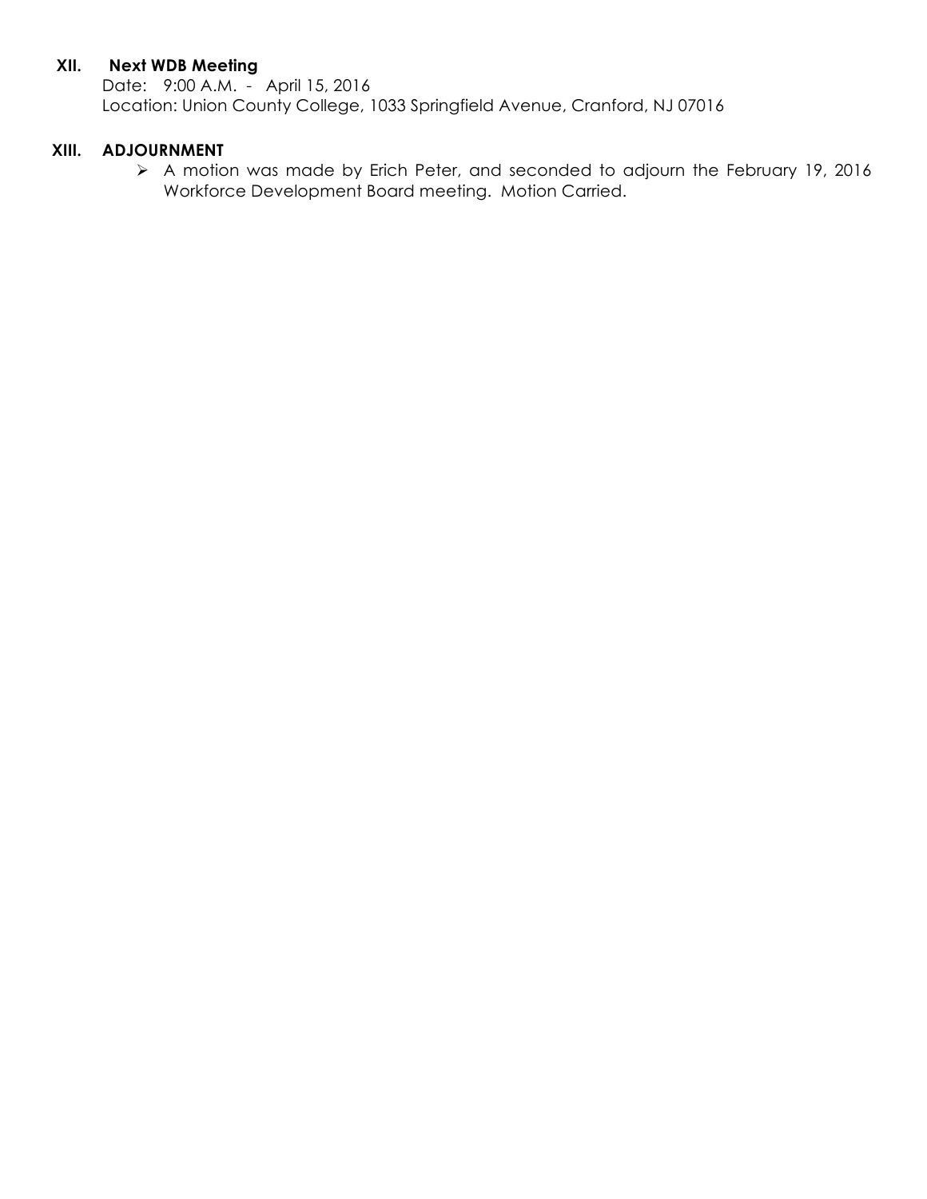## XII. Next WDB Meeting

Date: 9:00 A.M. - April 15, 2016

Location: Union County College, 1033 Springfield Avenue, Cranford, NJ 07016

## XIII. ADJOURNMENT

- A motion was made by Erich Peter, and seconded to adjourn the February 19, 2016 Workforce Development Board meeting. Motion Carried.